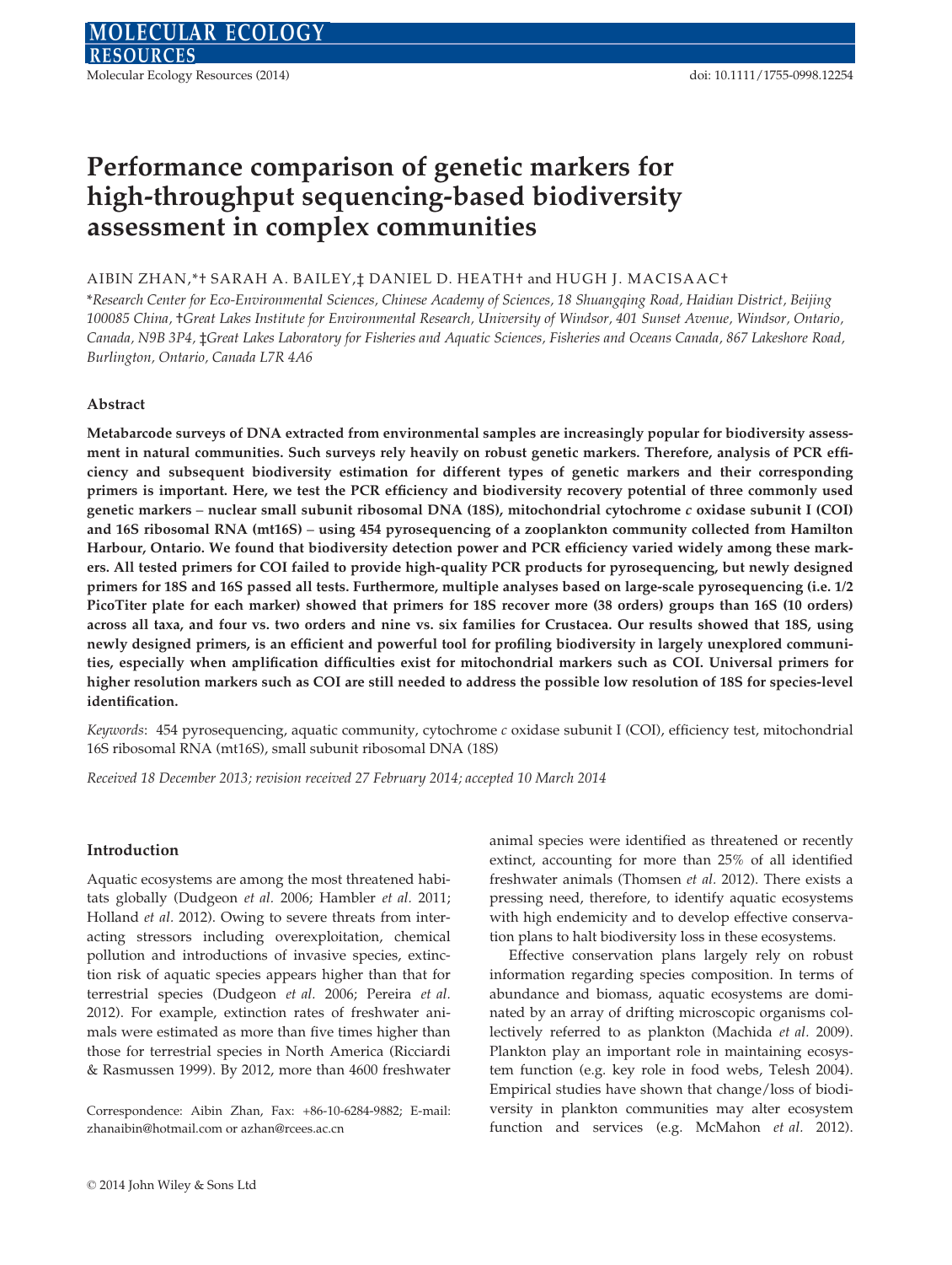# Performance comparison of genetic markers for high-throughput sequencing-based biodiversity assessment in complex communities

AIBIN ZHAN,*† SARAH A. BAILEY,‡ DANIEL D. HEATH† and HUGH J. MACISAAC†

*Research Center for Eco-Environmental Sciences, Chinese Academy of Sciences, 18 Shuangqing Road, Haidian District, Beijing 100085 China, †Great Lakes Institute for Environmental Research, University of Windsor, 401 Sunset Avenue, Windsor, Ontario, Canada, N9B 3P4, ‡Great Lakes Laboratory for Fisheries and Aquatic Sciences, Fisheries and Oceans Canada, 867 Lakeshore Road, Burlington, Ontario, Canada L7R 4A6

## Abstract

**Metabarcode surveys of DNA extracted from environmental samples are increasingly popular for biodiversity assessment in natural communities. Such surveys rely heavily on robust genetic markers. Therefore, analysis of PCR efficiency and subsequent biodiversity estimation for different types of genetic markers and their corresponding primers is important. Here, we test the PCR efficiency and biodiversity recovery potential of three commonly used genetic markers – nuclear small subunit ribosomal DNA (18S), mitochondrial cytochrome *c* oxidase subunit I (COI) and 16S ribosomal RNA (mt16S) – using 454 pyrosequencing of a zooplankton community collected from Hamilton Harbour, Ontario. We found that biodiversity detection power and PCR efficiency varied widely among these markers. All tested primers for COI failed to provide high-quality PCR products for pyrosequencing, but newly designed primers for 18S and 16S passed all tests. Furthermore, multiple analyses based on large-scale pyrosequencing (i.e. 1/2 PicoTiter plate for each marker) showed that primers for 18S recover more (38 orders) groups than 16S (10 orders) across all taxa, and four vs. two orders and nine vs. six families for Crustacea. Our results showed that 18S, using newly designed primers, is an efficient and powerful tool for profiling biodiversity in largely unexplored communities, especially when amplification difficulties exist for mitochondrial markers such as COI. Universal primers for higher resolution markers such as COI are still needed to address the possible low resolution of 18S for species-level identification.**

*Keywords*: 454 pyrosequencing, aquatic community, cytochrome *c* oxidase subunit I (COI), efficiency test, mitochondrial 16S ribosomal RNA (mt16S), small subunit ribosomal DNA (18S)

*Received 18 December 2013; revision received 27 February 2014; accepted 10 March 2014*

## Introduction

Aquatic ecosystems are among the most threatened habitats globally (Dudgeon *et al.* 2006; Hambler *et al.* 2011; Holland *et al.* 2012). Owing to severe threats from interacting stressors including overexploitation, chemical pollution and introductions of invasive species, extinction risk of aquatic species appears higher than that for terrestrial species (Dudgeon *et al.* 2006; Pereira *et al.* 2012). For example, extinction rates of freshwater animals were estimated as more than five times higher than those for terrestrial species in North America (Ricciardi & Rasmussen 1999). By 2012, more than 4600 freshwater animal species were identified as threatened or recently extinct, accounting for more than 25% of all identified freshwater animals (Thomsen *et al.* 2012). There exists a pressing need, therefore, to identify aquatic ecosystems with high endemicity and to develop effective conservation plans to halt biodiversity loss in these ecosystems.

Effective conservation plans largely rely on robust information regarding species composition. In terms of abundance and biomass, aquatic ecosystems are dominated by an array of drifting microscopic organisms collectively referred to as plankton (Machida *et al.* 2009). Plankton play an important role in maintaining ecosystem function (e.g. key role in food webs, Telesh 2004). Empirical studies have shown that change/loss of biodiversity in plankton communities may alter ecosystem function and services (e.g. McMahon *et al.* 2012).

Correspondence: Aibin Zhan, Fax: +86-10-6284-9882; E-mail: zhanaibin@hotmail.com or azhan@rcees.ac.cn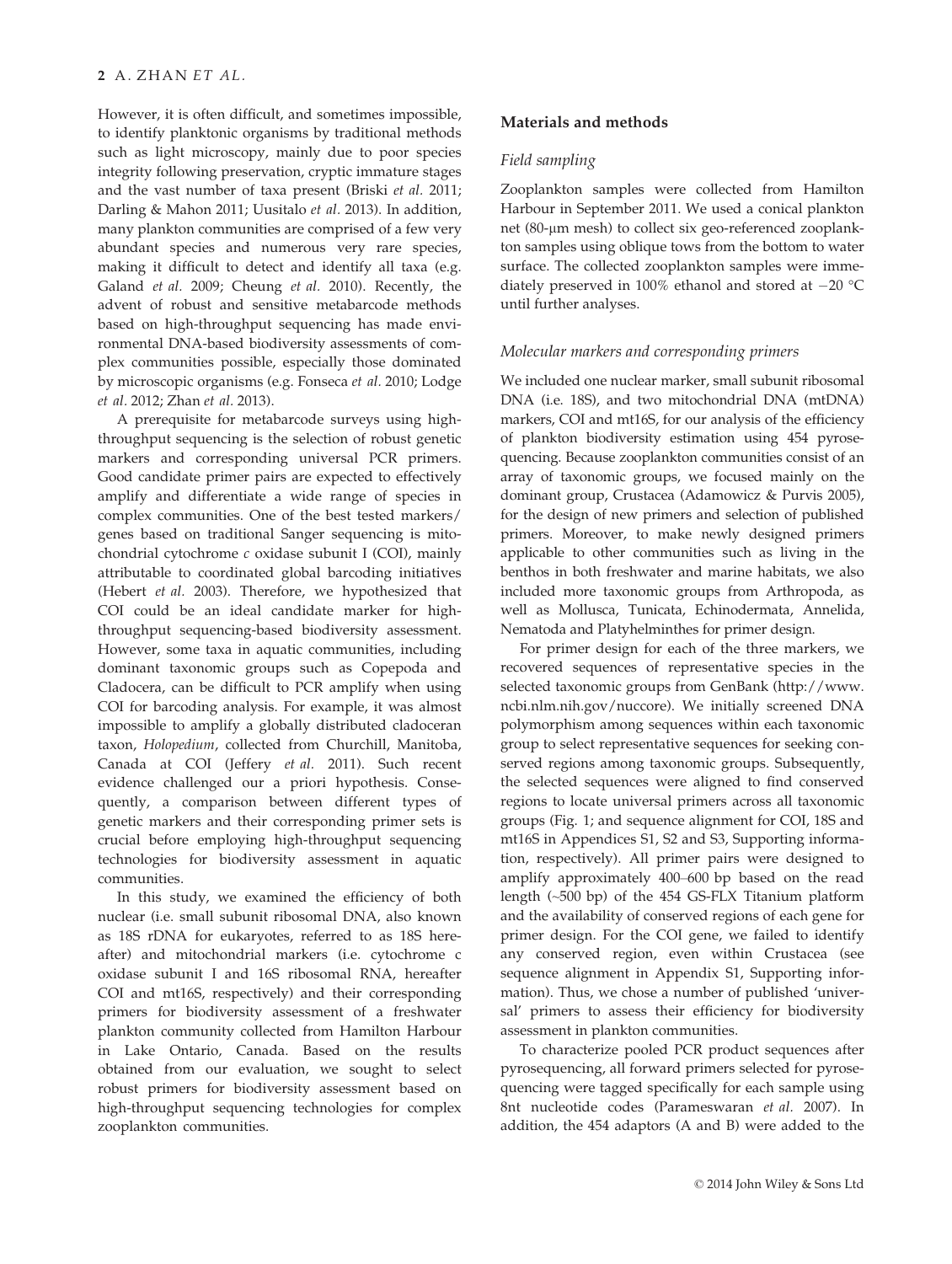However, it is often difficult, and sometimes impossible, to identify planktonic organisms by traditional methods such as light microscopy, mainly due to poor species integrity following preservation, cryptic immature stages and the vast number of taxa present (Briski *et al.* 2011; Darling & Mahon 2011; Uusitalo *et al.* 2013). In addition, many plankton communities are comprised of a few very abundant species and numerous very rare species, making it difficult to detect and identify all taxa (e.g. Galand *et al.* 2009; Cheung *et al.* 2010). Recently, the advent of robust and sensitive metabarcode methods based on high-throughput sequencing has made environmental DNA-based biodiversity assessments of complex communities possible, especially those dominated by microscopic organisms (e.g. Fonseca *et al.* 2010; Lodge *et al.* 2012; Zhan *et al.* 2013).

A prerequisite for metabarcode surveys using high-throughput sequencing is the selection of robust genetic markers and corresponding universal PCR primers. Good candidate primer pairs are expected to effectively amplify and differentiate a wide range of species in complex communities. One of the best tested markers/genes based on traditional Sanger sequencing is mitochondrial cytochrome *c* oxidase subunit I (COI), mainly attributable to coordinated global barcoding initiatives (Hebert *et al.* 2003). Therefore, we hypothesized that COI could be an ideal candidate marker for high-throughput sequencing-based biodiversity assessment. However, some taxa in aquatic communities, including dominant taxonomic groups such as Copepoda and Cladocera, can be difficult to PCR amplify when using COI for barcoding analysis. For example, it was almost impossible to amplify a globally distributed cladoceran taxon, *Holopedium*, collected from Churchill, Manitoba, Canada at COI (Jeffery *et al.* 2011). Such recent evidence challenged our a priori hypothesis. Consequently, a comparison between different types of genetic markers and their corresponding primer sets is crucial before employing high-throughput sequencing technologies for biodiversity assessment in aquatic communities.

In this study, we examined the efficiency of both nuclear (i.e. small subunit ribosomal DNA, also known as 18S rDNA for eukaryotes, referred to as 18S hereafter) and mitochondrial markers (i.e. cytochrome c oxidase subunit I and 16S ribosomal RNA, hereafter COI and mt16S, respectively) and their corresponding primers for biodiversity assessment of a freshwater plankton community collected from Hamilton Harbour in Lake Ontario, Canada. Based on the results obtained from our evaluation, we sought to select robust primers for biodiversity assessment based on high-throughput sequencing technologies for complex zooplankton communities.

## Materials and methods

### Field sampling

Zooplankton samples were collected from Hamilton Harbour in September 2011. We used a conical plankton net (80-μm mesh) to collect six geo-referenced zooplankton samples using oblique tows from the bottom to water surface. The collected zooplankton samples were immediately preserved in 100% ethanol and stored at −20 °C until further analyses.

### Molecular markers and corresponding primers

We included one nuclear marker, small subunit ribosomal DNA (i.e. 18S), and two mitochondrial DNA (mtDNA) markers, COI and mt16S, for our analysis of the efficiency of plankton biodiversity estimation using 454 pyrosequencing. Because zooplankton communities consist of an array of taxonomic groups, we focused mainly on the dominant group, Crustacea (Adamowicz & Purvis 2005), for the design of new primers and selection of published primers. Moreover, to make newly designed primers applicable to other communities such as living in the benthos in both freshwater and marine habitats, we also included more taxonomic groups from Arthropoda, as well as Mollusca, Tunicata, Echinodermata, Annelida, Nematoda and Platyhelminthes for primer design.

For primer design for each of the three markers, we recovered sequences of representative species in the selected taxonomic groups from GenBank (http://www.ncbi.nlm.nih.gov/nuccore). We initially screened DNA polymorphism among sequences within each taxonomic group to select representative sequences for seeking conserved regions among taxonomic groups. Subsequently, the selected sequences were aligned to find conserved regions to locate universal primers across all taxonomic groups (Fig. 1; and sequence alignment for COI, 18S and mt16S in Appendices S1, S2 and S3, Supporting information, respectively). All primer pairs were designed to amplify approximately 400–600 bp based on the read length (~500 bp) of the 454 GS-FLX Titanium platform and the availability of conserved regions of each gene for primer design. For the COI gene, we failed to identify any conserved region, even within Crustacea (see sequence alignment in Appendix S1, Supporting information). Thus, we chose a number of published 'universal' primers to assess their efficiency for biodiversity assessment in plankton communities.

To characterize pooled PCR product sequences after pyrosequencing, all forward primers selected for pyrosequencing were tagged specifically for each sample using 8nt nucleotide codes (Parameswaran *et al.* 2007). In addition, the 454 adaptors (A and B) were added to the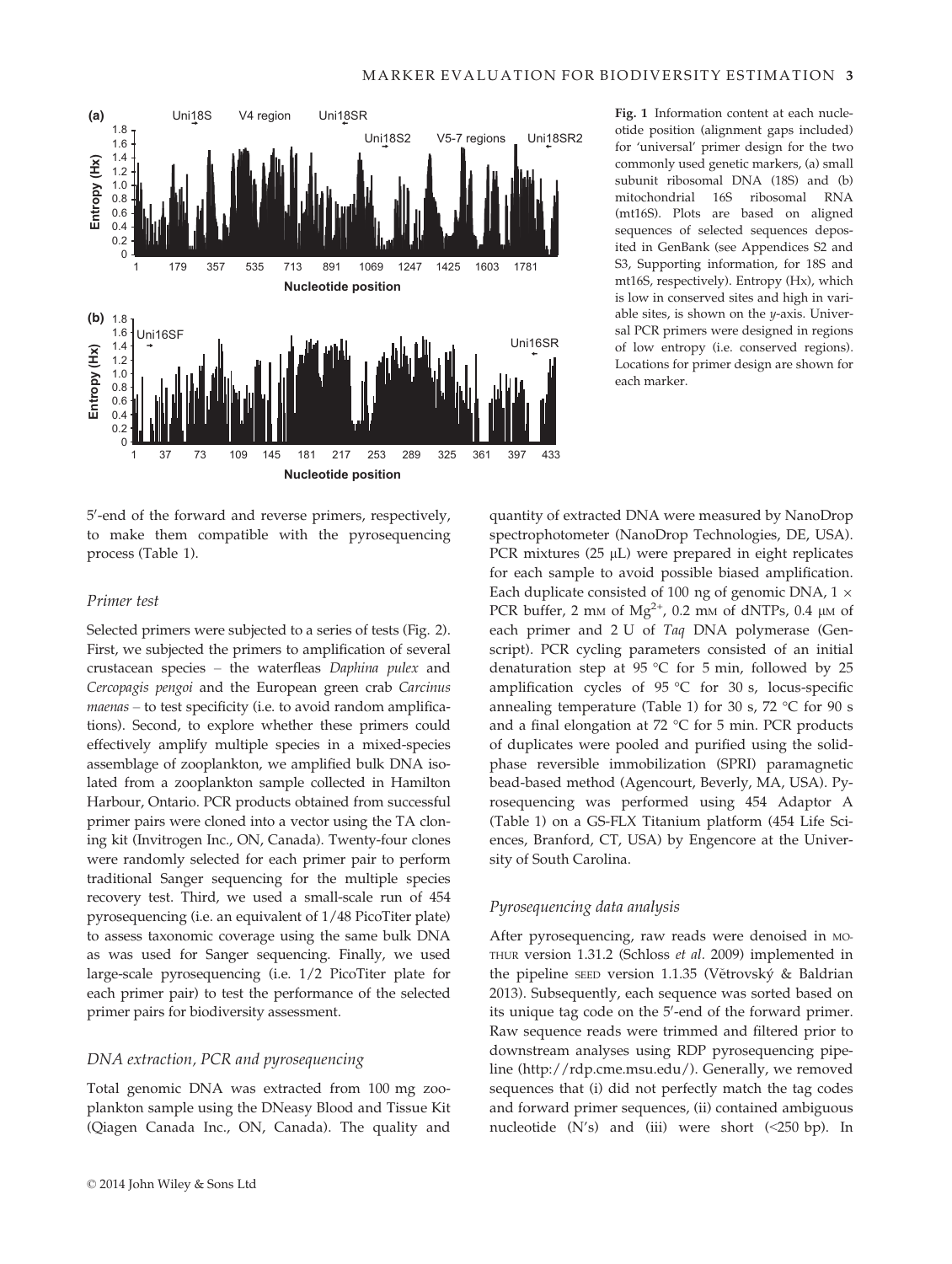Fig. 1 Information content at each nucleotide position (alignment gaps included) for 'universal' primer design for the two commonly used genetic markers, (a) small subunit ribosomal DNA (18S) and (b) mitochondrial 16S ribosomal RNA (mt16S). Plots are based on aligned sequences of selected sequences deposited in GenBank (see Appendices S2 and S3, Supporting information, for 18S and mt16S, respectively). Entropy (Hx), which is low in conserved sites and high in variable sites, is shown on the *y*-axis. Universal PCR primers were designed in regions of low entropy (i.e. conserved regions). Locations for primer design are shown for each marker.

5′-end of the forward and reverse primers, respectively, to make them compatible with the pyrosequencing process (Table 1).

### *Primer test*

Selected primers were subjected to a series of tests (Fig. 2). First, we subjected the primers to amplification of several crustacean species – the waterfleas *Daphina pulex* and *Cercopagis pengoi* and the European green crab *Carcinus maenas* – to test specificity (i.e. to avoid random amplifications). Second, to explore whether these primers could effectively amplify multiple species in a mixed-species assemblage of zooplankton, we amplified bulk DNA isolated from a zooplankton sample collected in Hamilton Harbour, Ontario. PCR products obtained from successful primer pairs were cloned into a vector using the TA cloning kit (Invitrogen Inc., ON, Canada). Twenty-four clones were randomly selected for each primer pair to perform traditional Sanger sequencing for the multiple species recovery test. Third, we used a small-scale run of 454 pyrosequencing (i.e. an equivalent of 1/48 PicoTiter plate) to assess taxonomic coverage using the same bulk DNA as was used for Sanger sequencing. Finally, we used large-scale pyrosequencing (i.e. 1/2 PicoTiter plate for each primer pair) to test the performance of the selected primer pairs for biodiversity assessment.

### *DNA extraction, PCR and pyrosequencing*

Total genomic DNA was extracted from 100 mg zooplankton sample using the DNeasy Blood and Tissue Kit (Qiagen Canada Inc., ON, Canada). The quality and quantity of extracted DNA were measured by NanoDrop spectrophotometer (NanoDrop Technologies, DE, USA). PCR mixtures (25 μL) were prepared in eight replicates for each sample to avoid possible biased amplification. Each duplicate consisted of 100 ng of genomic DNA, 1 × PCR buffer, 2 mM of $Mg^{2+}$, 0.2 mM of dNTPs, 0.4 μM of each primer and 2 U of *Taq* DNA polymerase (Genscript). PCR cycling parameters consisted of an initial denaturation step at 95 °C for 5 min, followed by 25 amplification cycles of 95 °C for 30 s, locus-specific annealing temperature (Table 1) for 30 s, 72 °C for 90 s and a final elongation at 72 °C for 5 min. PCR products of duplicates were pooled and purified using the solid-phase reversible immobilization (SPRI) paramagnetic bead-based method (Agencourt, Beverly, MA, USA). Pyrosequencing was performed using 454 Adaptor A (Table 1) on a GS-FLX Titanium platform (454 Life Sciences, Branford, CT, USA) by Engencore at the University of South Carolina.

### *Pyrosequencing data analysis*

After pyrosequencing, raw reads were denoised in MOTHUR version 1.31.2 (Schloss *et al*. 2009) implemented in the pipeline SEED version 1.1.35 (Větrovský & Baldrian 2013). Subsequently, each sequence was sorted based on its unique tag code on the 5′-end of the forward primer. Raw sequence reads were trimmed and filtered prior to downstream analyses using RDP pyrosequencing pipeline (http://rdp.cme.msu.edu/). Generally, we removed sequences that (i) did not perfectly match the tag codes and forward primer sequences, (ii) contained ambiguous nucleotide (N's) and (iii) were short (<250 bp). In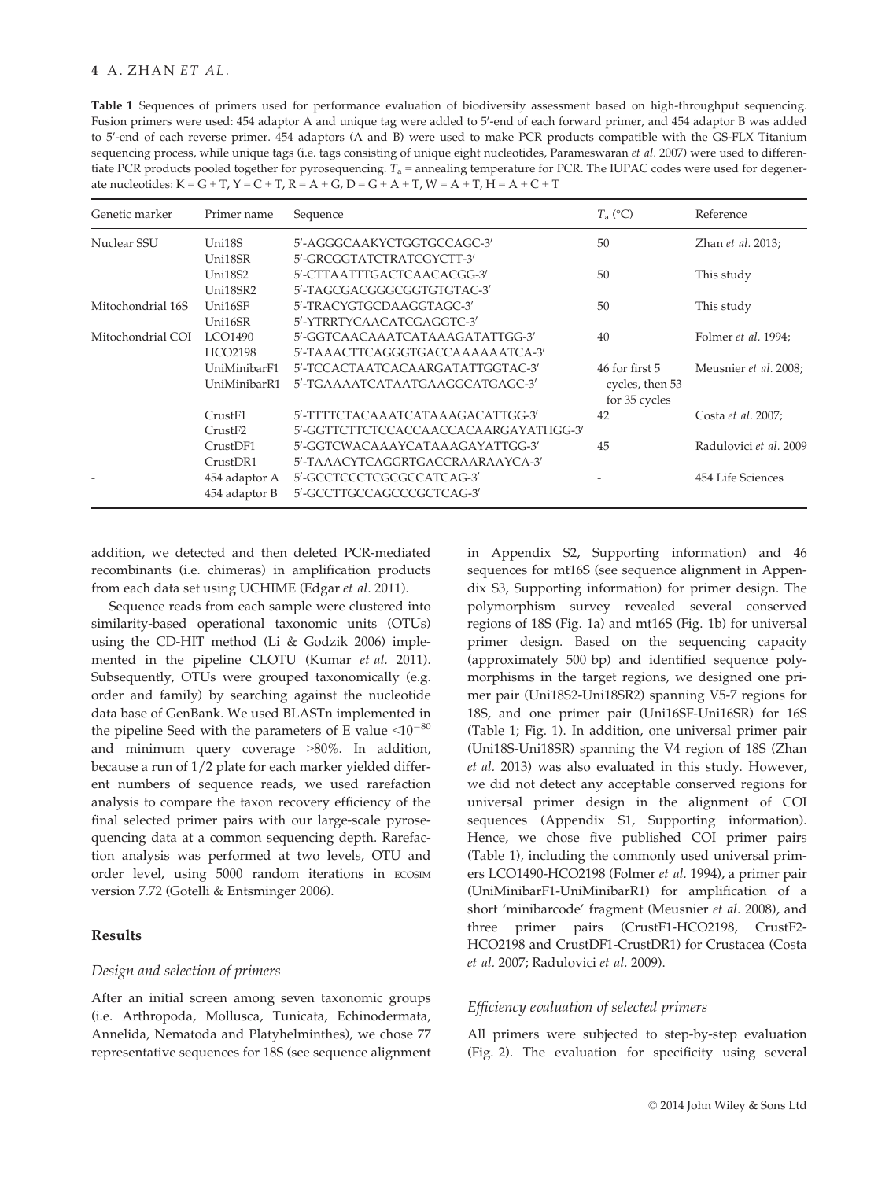**Table 1** Sequences of primers used for performance evaluation of biodiversity assessment based on high-throughput sequencing. Fusion primers were used: 454 adaptor A and unique tag were added to 5′-end of each forward primer, and 454 adaptor B was added to 5′-end of each reverse primer. 454 adaptors (A and B) were used to make PCR products compatible with the GS-FLX Titanium sequencing process, while unique tags (i.e. tags consisting of unique eight nucleotides, Parameswaran *et al.* 2007) were used to differentiate PCR products pooled together for pyrosequencing. $T_a$ = annealing temperature for PCR. The IUPAC codes were used for degenerate nucleotides: K = G + T, Y = C + T, R = A + G, D = G + A + T, W = A + T, H = A + C + T

| Genetic marker | Primer name | Sequence | $T_a$ (°C) | Reference |
|---|---|---|---|---|
| Nuclear SSU | Uni18S | 5′-AGGGCAAKYCTGGTGCCAGC-3′ | 50 | Zhan *et al.* 2013; |
| | Uni18SR | 5′-GRCGGTATCTRATCGYCTT-3′ | | |
| | Uni18S2 | 5′-CTTAATTTGACTCAACACGG-3′ | 50 | This study |
| | Uni18SR2 | 5′-TAGCGACGGGCGGTGTGTAC-3′ | | |
| Mitochondrial 16S | Uni16SF | 5′-TRACYGTGCDAAGGTAGC-3′ | 50 | This study |
| | Uni16SR | 5′-YTRRTYCAACATCGAGGTC-3′ | | |
| Mitochondrial COI | LCO1490 | 5′-GGTCAACAAATCATAAAGATATTGG-3′ | 40 | Folmer *et al.* 1994; |
| | HCO2198 | 5′-TAAACTTCAGGGTGACCAAAAAATCA-3′ | | |
| | UniMinibarF1 | 5′-TCCACTAATCACAARGATATTGGTAC-3′ | 46 for first 5 cycles, then 53 for 35 cycles | Meusnier *et al.* 2008; |
| | UniMinibarR1 | 5′-TGAAAATCATAATGAAGGCATGAGC-3′ | | |
| | CrustF1 | 5′-TTTTCTACAAATCATAAAGACATTGG-3′ | 42 | Costa *et al.* 2007; |
| | CrustF2 | 5′-GGTTCTTCTCCACCAACCACAARGAYATHGG-3′ | | |
| | CrustDF1 | 5′-GGTCWACAAAYCATAAAGAYATTGG-3′ | 45 | Radulovici *et al.* 2009 |
| | CrustDR1 | 5′-TAAACYTCAGGRTGACCRAARAAYCA-3′ | | |
| - | 454 adaptor A | 5′-GCCTCCCTCGCGCCATCAG-3′ | - | 454 Life Sciences |
| | 454 adaptor B | 5′-GCCTTGCCAGCCCGCTCAG-3′ | | |

addition, we detected and then deleted PCR-mediated recombinants (i.e. chimeras) in amplification products from each data set using UCHIME (Edgar *et al.* 2011).

Sequence reads from each sample were clustered into similarity-based operational taxonomic units (OTUs) using the CD-HIT method (Li & Godzik 2006) implemented in the pipeline CLOTU (Kumar *et al.* 2011). Subsequently, OTUs were grouped taxonomically (e.g. order and family) by searching against the nucleotide data base of GenBank. We used BLASTn implemented in the pipeline Seed with the parameters of E value $<10^{-80}$ and minimum query coverage >80%. In addition, because a run of 1/2 plate for each marker yielded different numbers of sequence reads, we used rarefaction analysis to compare the taxon recovery efficiency of the final selected primer pairs with our large-scale pyrosequencing data at a common sequencing depth. Rarefaction analysis was performed at two levels, OTU and order level, using 5000 random iterations in ECOSIM version 7.72 (Gotelli & Entsminger 2006).

## Results

### Design and selection of primers

After an initial screen among seven taxonomic groups (i.e. Arthropoda, Mollusca, Tunicata, Echinodermata, Annelida, Nematoda and Platyhelminthes), we chose 77 representative sequences for 18S (see sequence alignment in Appendix S2, Supporting information) and 46 sequences for mt16S (see sequence alignment in Appendix S3, Supporting information) for primer design. The polymorphism survey revealed several conserved regions of 18S (Fig. 1a) and mt16S (Fig. 1b) for universal primer design. Based on the sequencing capacity (approximately 500 bp) and identified sequence polymorphisms in the target regions, we designed one primer pair (Uni18S2-Uni18SR2) spanning V5-7 regions for 18S, and one primer pair (Uni16SF-Uni16SR) for 16S (Table 1; Fig. 1). In addition, one universal primer pair (Uni18S-Uni18SR) spanning the V4 region of 18S (Zhan *et al.* 2013) was also evaluated in this study. However, we did not detect any acceptable conserved regions for universal primer design in the alignment of COI sequences (Appendix S1, Supporting information). Hence, we chose five published COI primer pairs (Table 1), including the commonly used universal primers LCO1490-HCO2198 (Folmer *et al.* 1994), a primer pair (UniMinibarF1-UniMinibarR1) for amplification of a short 'minibarcode' fragment (Meusnier *et al.* 2008), and three primer pairs (CrustF1-HCO2198, CrustF2-HCO2198 and CrustDF1-CrustDR1) for Crustacea (Costa *et al.* 2007; Radulovici *et al.* 2009).

### Efficiency evaluation of selected primers

All primers were subjected to step-by-step evaluation (Fig. 2). The evaluation for specificity using several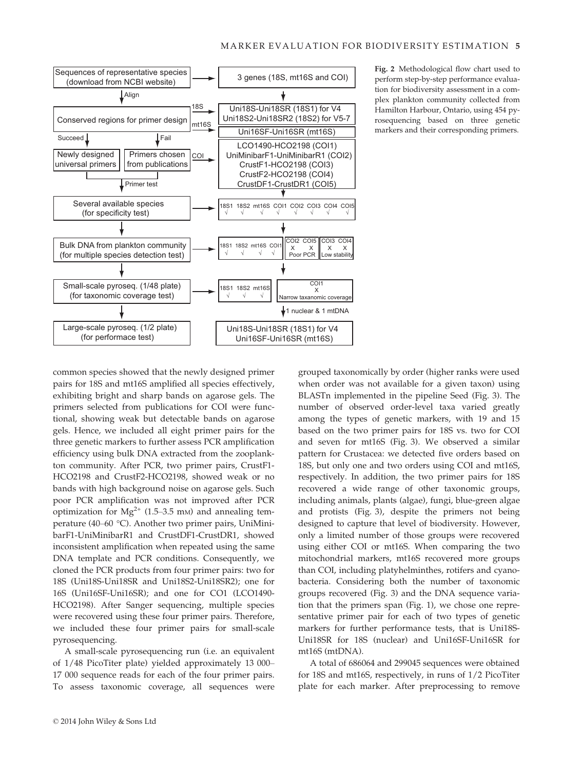Fig. 2 Methodological flow chart used to perform step-by-step performance evaluation for biodiversity assessment in a complex plankton community collected from Hamilton Harbour, Ontario, using 454 pyrosequencing based on three genetic markers and their corresponding primers.

common species showed that the newly designed primer pairs for 18S and mt16S amplified all species effectively, exhibiting bright and sharp bands on agarose gels. The primers selected from publications for COI were functional, showing weak but detectable bands on agarose gels. Hence, we included all eight primer pairs for the three genetic markers to further assess PCR amplification efficiency using bulk DNA extracted from the zooplankton community. After PCR, two primer pairs, CrustF1-HCO2198 and CrustF2-HCO2198, showed weak or no bands with high background noise on agarose gels. Such poor PCR amplification was not improved after PCR optimization for $Mg^{2+}$ (1.5–3.5 mM) and annealing temperature (40–60 °C). Another two primer pairs, UniMinibarF1-UniMinibarR1 and CrustDF1-CrustDR1, showed inconsistent amplification when repeated using the same DNA template and PCR conditions. Consequently, we cloned the PCR products from four primer pairs: two for 18S (Uni18S-Uni18SR and Uni18S2-Uni18SR2); one for 16S (Uni16SF-Uni16SR); and one for CO1 (LCO1490-HCO2198). After Sanger sequencing, multiple species were recovered using these four primer pairs. Therefore, we included these four primer pairs for small-scale pyrosequencing.

A small-scale pyrosequencing run (i.e. an equivalent of 1/48 PicoTiter plate) yielded approximately 13 000–17 000 sequence reads for each of the four primer pairs. To assess taxonomic coverage, all sequences were grouped taxonomically by order (higher ranks were used when order was not available for a given taxon) using BLASTn implemented in the pipeline Seed (Fig. 3). The number of observed order-level taxa varied greatly among the types of genetic markers, with 19 and 15 based on the two primer pairs for 18S vs. two for COI and seven for mt16S (Fig. 3). We observed a similar pattern for Crustacea: we detected five orders based on 18S, but only one and two orders using COI and mt16S, respectively. In addition, the two primer pairs for 18S recovered a wide range of other taxonomic groups, including animals, plants (algae), fungi, blue-green algae and protists (Fig. 3), despite the primers not being designed to capture that level of biodiversity. However, only a limited number of those groups were recovered using either COI or mt16S. When comparing the two mitochondrial markers, mt16S recovered more groups than COI, including platyhelminthes, rotifers and cyanobacteria. Considering both the number of taxonomic groups recovered (Fig. 3) and the DNA sequence variation that the primers span (Fig. 1), we chose one representative primer pair for each of two types of genetic markers for further performance tests, that is Uni18S-Uni18SR for 18S (nuclear) and Uni16SF-Uni16SR for mt16S (mtDNA).

A total of 686064 and 299045 sequences were obtained for 18S and mt16S, respectively, in runs of 1/2 PicoTiter plate for each marker. After preprocessing to remove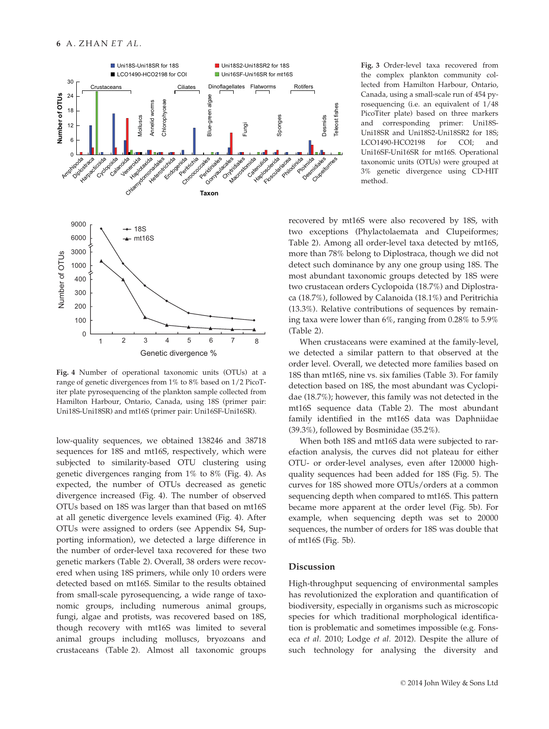Fig. 3 Order-level taxa recovered from the complex plankton community collected from Hamilton Harbour, Ontario, Canada, using a small-scale run of 454 pyrosequencing (i.e. an equivalent of 1/48 PicoTiter plate) based on three markers and corresponding primer: Uni18S-Uni18SR and Uni18S2-Uni18SR2 for 18S; LCO1490-HCO2198 for COI; and Uni16SF-Uni16SR for mt16S. Operational taxonomic units (OTUs) were grouped at 3% genetic divergence using CD-HIT method.

Fig. 4 Number of operational taxonomic units (OTUs) at a range of genetic divergences from 1% to 8% based on 1/2 PicoTiter plate pyrosequencing of the plankton sample collected from Hamilton Harbour, Ontario, Canada, using 18S (primer pair: Uni18S-Uni18SR) and mt16S (primer pair: Uni16SF-Uni16SR).

low-quality sequences, we obtained 138246 and 38718 sequences for 18S and mt16S, respectively, which were subjected to similarity-based OTU clustering using genetic divergences ranging from 1% to 8% (Fig. 4). As expected, the number of OTUs decreased as genetic divergence increased (Fig. 4). The number of observed OTUs based on 18S was larger than that based on mt16S at all genetic divergence levels examined (Fig. 4). After OTUs were assigned to orders (see Appendix S4, Supporting information), we detected a large difference in the number of order-level taxa recovered for these two genetic markers (Table 2). Overall, 38 orders were recovered when using 18S primers, while only 10 orders were detected based on mt16S. Similar to the results obtained from small-scale pyrosequencing, a wide range of taxonomic groups, including numerous animal groups, fungi, algae and protists, was recovered based on 18S, though recovery with mt16S was limited to several animal groups including molluscs, bryozoans and crustaceans (Table 2). Almost all taxonomic groups recovered by mt16S were also recovered by 18S, with two exceptions (Phylactolaemata and Clupeiformes; Table 2). Among all order-level taxa detected by mt16S, more than 78% belong to Diplostraca, though we did not detect such dominance by any one group using 18S. The most abundant taxonomic groups detected by 18S were two crustacean orders Cyclopoida (18.7%) and Diplostraca (18.7%), followed by Calanoida (18.1%) and Peritrichia (13.3%). Relative contributions of sequences by remaining taxa were lower than 6%, ranging from 0.28% to 5.9% (Table 2).

When crustaceans were examined at the family-level, we detected a similar pattern to that observed at the order level. Overall, we detected more families based on 18S than mt16S, nine vs. six families (Table 3). For family detection based on 18S, the most abundant was Cyclopidae (18.7%); however, this family was not detected in the mt16S sequence data (Table 2). The most abundant family identified in the mt16S data was Daphniidae (39.3%), followed by Bosminidae (35.2%).

When both 18S and mt16S data were subjected to rarefaction analysis, the curves did not plateau for either OTU- or order-level analyses, even after 120000 high-quality sequences had been added for 18S (Fig. 5). The curves for 18S showed more OTUs/orders at a common sequencing depth when compared to mt16S. This pattern became more apparent at the order level (Fig. 5b). For example, when sequencing depth was set to 20000 sequences, the number of orders for 18S was double that of mt16S (Fig. 5b).

## Discussion

High-throughput sequencing of environmental samples has revolutionized the exploration and quantification of biodiversity, especially in organisms such as microscopic species for which traditional morphological identification is problematic and sometimes impossible (e.g. Fonseca *et al.* 2010; Lodge *et al.* 2012). Despite the allure of such technology for analysing the diversity and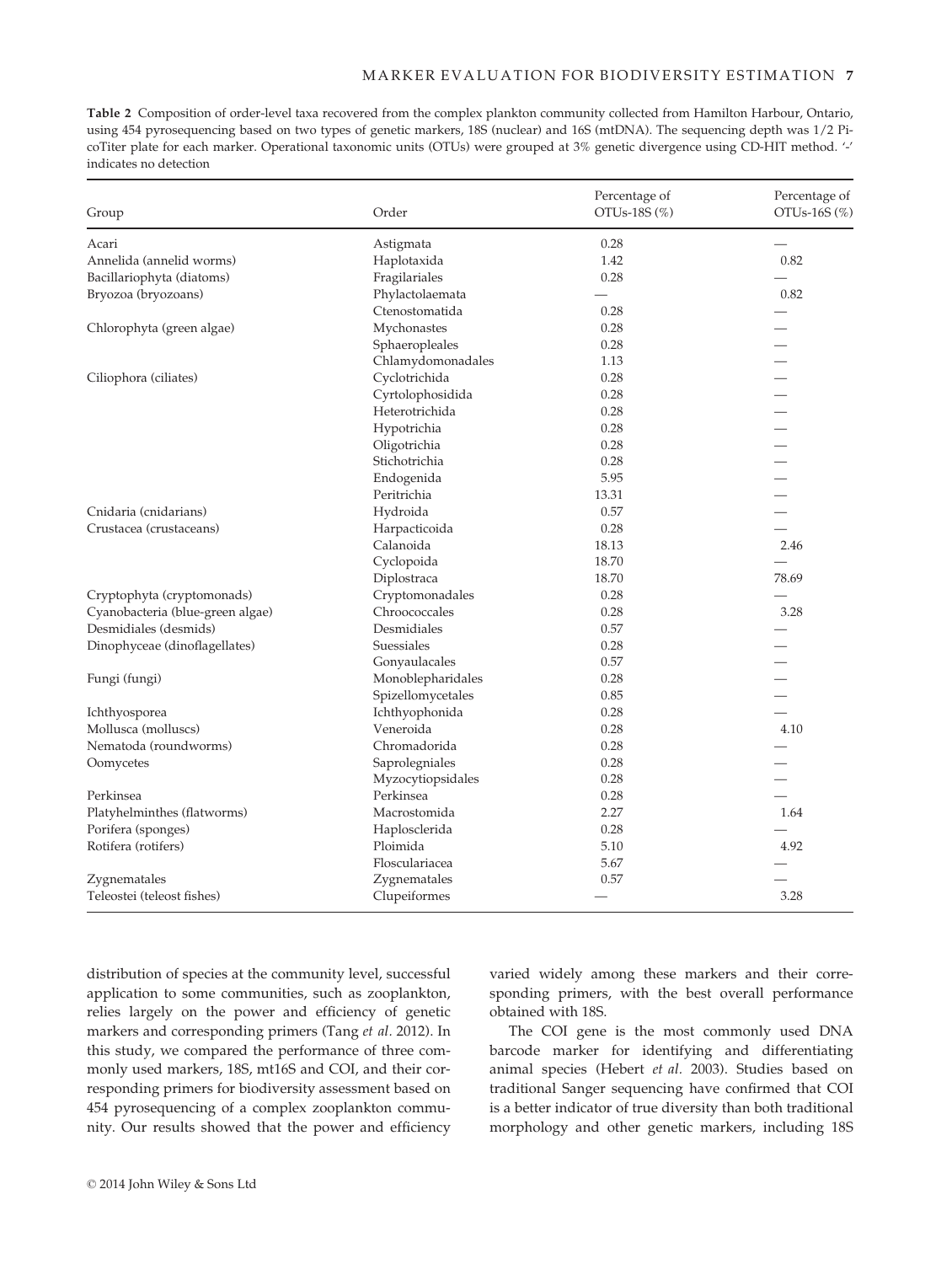**Table 2** Composition of order-level taxa recovered from the complex plankton community collected from Hamilton Harbour, Ontario, using 454 pyrosequencing based on two types of genetic markers, 18S (nuclear) and 16S (mtDNA). The sequencing depth was 1/2 PicoTiter plate for each marker. Operational taxonomic units (OTUs) were grouped at 3% genetic divergence using CD-HIT method. '-' indicates no detection

| Group | Order | Percentage of OTUs-18S (%) | Percentage of OTUs-16S (%) |
|---|---|---|---|
| Acari | Astigmata | 0.28 | — |
| Annelida (annelid worms) | Haplotaxida | 1.42 | 0.82 |
| Bacillariophyta (diatoms) | Fragilariales | 0.28 | — |
| Bryozoa (bryozoans) | Phylactolaemata | — | 0.82 |
| | Ctenostomatida | 0.28 | — |
| Chlorophyta (green algae) | Mychonastes | 0.28 | — |
| | Sphaeropleales | 0.28 | — |
| | Chlamydomonadales | 1.13 | — |
| Ciliophora (ciliates) | Cyclotrichida | 0.28 | — |
| | Cyrtolophosidida | 0.28 | — |
| | Heterotrichida | 0.28 | — |
| | Hypotrichia | 0.28 | — |
| | Oligotrichia | 0.28 | — |
| | Stichotrichia | 0.28 | — |
| | Endogenida | 5.95 | — |
| | Peritrichia | 13.31 | — |
| Cnidaria (cnidarians) | Hydroida | 0.57 | — |
| Crustacea (crustaceans) | Harpacticoida | 0.28 | — |
| | Calanoida | 18.13 | 2.46 |
| | Cyclopoida | 18.70 | — |
| | Diplostraca | 18.70 | 78.69 |
| Cryptophyta (cryptomonads) | Cryptomonadales | 0.28 | — |
| Cyanobacteria (blue-green algae) | Chroococcales | 0.28 | 3.28 |
| Desmidiales (desmids) | Desmidiales | 0.57 | — |
| Dinophyceae (dinoflagellates) | Suessiales | 0.28 | — |
| | Gonyaulacales | 0.57 | — |
| Fungi (fungi) | Monoblepharidales | 0.28 | — |
| | Spizellomycetales | 0.85 | — |
| Ichthyosporea | Ichthyophonida | 0.28 | — |
| Mollusca (molluscs) | Veneroida | 0.28 | 4.10 |
| Nematoda (roundworms) | Chromadorida | 0.28 | — |
| Oomycetes | Saprolegniales | 0.28 | — |
| | Myzocytiopsidales | 0.28 | — |
| Perkinsea | Perkinsea | 0.28 | — |
| Platyhelminthes (flatworms) | Macrostomida | 2.27 | 1.64 |
| Porifera (sponges) | Haplosclerida | 0.28 | — |
| Rotifera (rotifers) | Ploimida | 5.10 | 4.92 |
| | Flosculariacea | 5.67 | — |
| Zygnematales | Zygnematales | 0.57 | — |
| Teleostei (teleost fishes) | Clupeiformes | — | 3.28 |

distribution of species at the community level, successful application to some communities, such as zooplankton, relies largely on the power and efficiency of genetic markers and corresponding primers (Tang *et al.* 2012). In this study, we compared the performance of three commonly used markers, 18S, mt16S and COI, and their corresponding primers for biodiversity assessment based on 454 pyrosequencing of a complex zooplankton community. Our results showed that the power and efficiency varied widely among these markers and their corresponding primers, with the best overall performance obtained with 18S.

The COI gene is the most commonly used DNA barcode marker for identifying and differentiating animal species (Hebert *et al.* 2003). Studies based on traditional Sanger sequencing have confirmed that COI is a better indicator of true diversity than both traditional morphology and other genetic markers, including 18S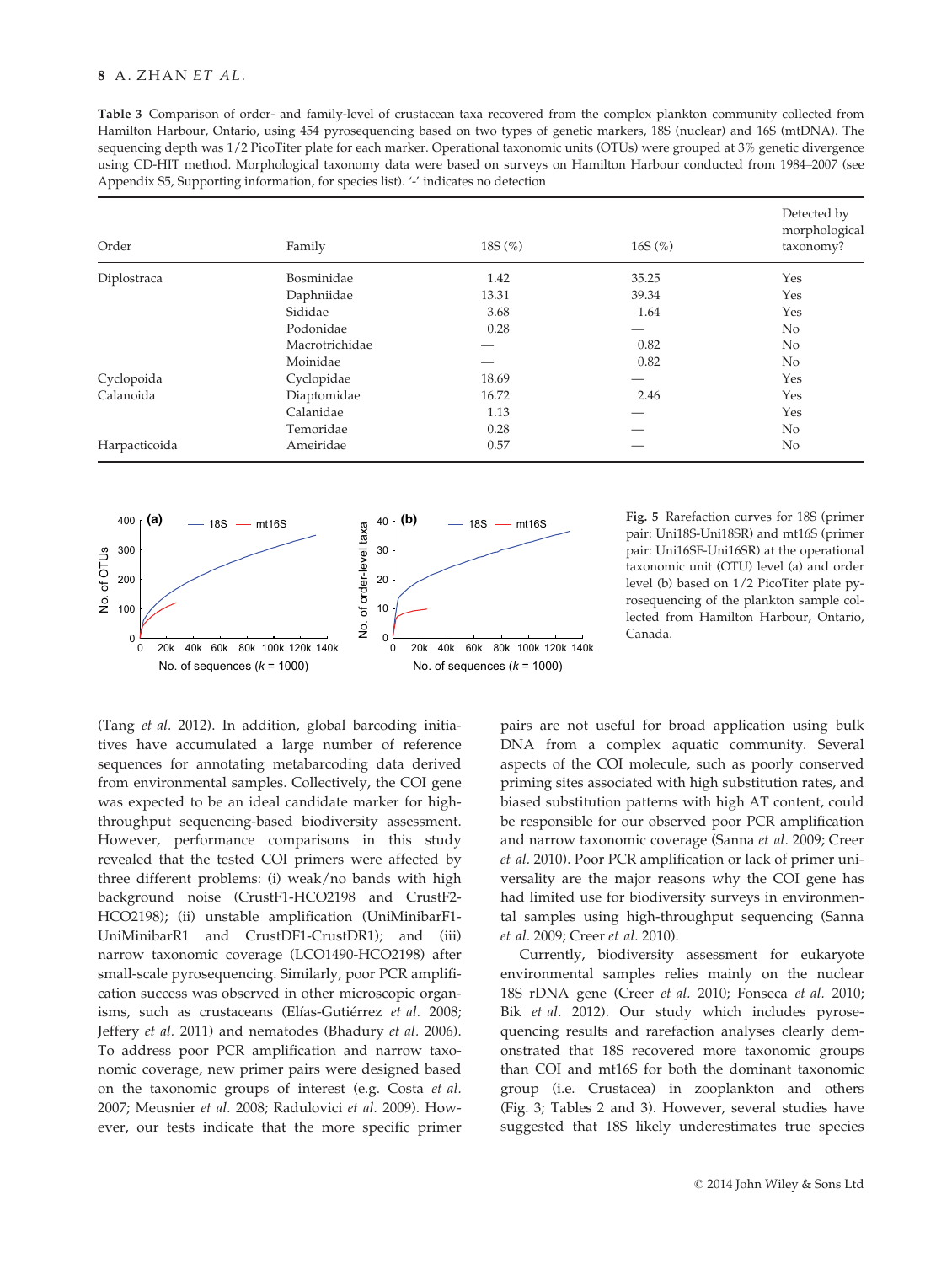**Table 3** Comparison of order- and family-level of crustacean taxa recovered from the complex plankton community collected from Hamilton Harbour, Ontario, using 454 pyrosequencing based on two types of genetic markers, 18S (nuclear) and 16S (mtDNA). The sequencing depth was 1/2 PicoTiter plate for each marker. Operational taxonomic units (OTUs) were grouped at 3% genetic divergence using CD-HIT method. Morphological taxonomy data were based on surveys on Hamilton Harbour conducted from 1984–2007 (see Appendix S5, Supporting information, for species list). '-' indicates no detection

| Order | Family | 18S (%) | 16S (%) | Detected by morphological taxonomy? |
|---|---|---|---|---|
| Diplostraca | Bosminidae | 1.42 | 35.25 | Yes |
| | Daphniidae | 13.31 | 39.34 | Yes |
| | Sididae | 3.68 | 1.64 | Yes |
| | Podonidae | 0.28 | — | No |
| | Macrotrichidae | — | 0.82 | No |
| | Moinidae | — | 0.82 | No |
| Cyclopoida | Cyclopidae | 18.69 | — | Yes |
| Calanoida | Diaptomidae | 16.72 | 2.46 | Yes |
| | Calanidae | 1.13 | — | Yes |
| | Temoridae | 0.28 | — | No |
| Harpacticoida | Ameiridae | 0.57 | — | No |

**Fig. 5** Rarefaction curves for 18S (primer pair: Uni18S-Uni18SR) and mt16S (primer pair: Uni16SF-Uni16SR) at the operational taxonomic unit (OTU) level (a) and order level (b) based on 1/2 PicoTiter plate pyrosequencing of the plankton sample collected from Hamilton Harbour, Ontario, Canada.

(Tang *et al.* 2012). In addition, global barcoding initiatives have accumulated a large number of reference sequences for annotating metabarcoding data derived from environmental samples. Collectively, the COI gene was expected to be an ideal candidate marker for high-throughput sequencing-based biodiversity assessment. However, performance comparisons in this study revealed that the tested COI primers were affected by three different problems: (i) weak/no bands with high background noise (CrustF1-HCO2198 and CrustF2-HCO2198); (ii) unstable amplification (UniMinibarF1-UniMinibarR1 and CrustDF1-CrustDR1); and (iii) narrow taxonomic coverage (LCO1490-HCO2198) after small-scale pyrosequencing. Similarly, poor PCR amplification success was observed in other microscopic organisms, such as crustaceans (Elías-Gutiérrez *et al.* 2008; Jeffery *et al.* 2011) and nematodes (Bhadury *et al.* 2006). To address poor PCR amplification and narrow taxonomic coverage, new primer pairs were designed based on the taxonomic groups of interest (e.g. Costa *et al.* 2007; Meusnier *et al.* 2008; Radulovici *et al.* 2009). However, our tests indicate that the more specific primer pairs are not useful for broad application using bulk DNA from a complex aquatic community. Several aspects of the COI molecule, such as poorly conserved priming sites associated with high substitution rates, and biased substitution patterns with high AT content, could be responsible for our observed poor PCR amplification and narrow taxonomic coverage (Sanna *et al.* 2009; Creer *et al.* 2010). Poor PCR amplification or lack of primer universality are the major reasons why the COI gene has had limited use for biodiversity surveys in environmental samples using high-throughput sequencing (Sanna *et al.* 2009; Creer *et al.* 2010).

Currently, biodiversity assessment for eukaryote environmental samples relies mainly on the nuclear 18S rDNA gene (Creer *et al.* 2010; Fonseca *et al.* 2010; Bik *et al.* 2012). Our study which includes pyrosequencing results and rarefaction analyses clearly demonstrated that 18S recovered more taxonomic groups than COI and mt16S for both the dominant taxonomic group (i.e. Crustacea) in zooplankton and others (Fig. 3; Tables 2 and 3). However, several studies have suggested that 18S likely underestimates true species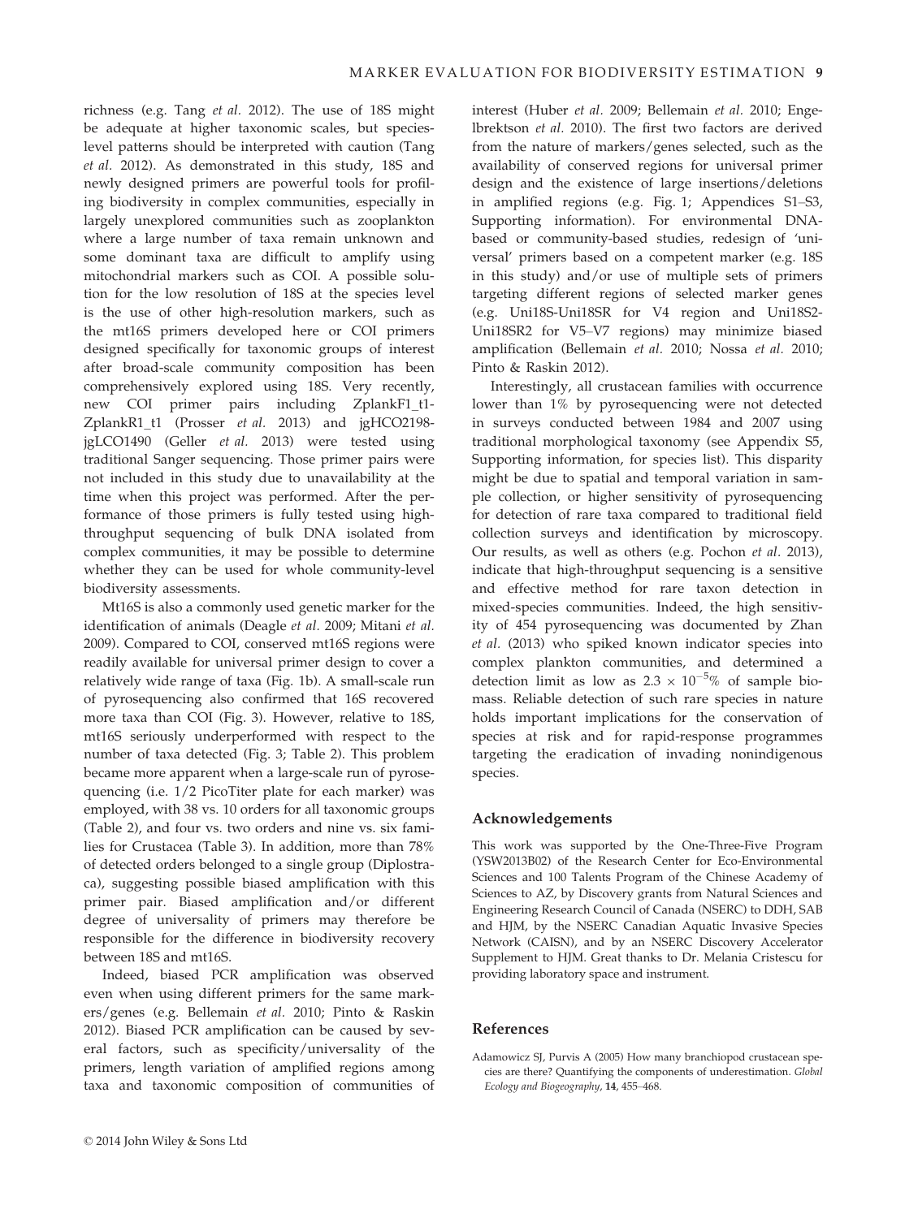richness (e.g. Tang *et al.* 2012). The use of 18S might be adequate at higher taxonomic scales, but species-level patterns should be interpreted with caution (Tang *et al.* 2012). As demonstrated in this study, 18S and newly designed primers are powerful tools for profiling biodiversity in complex communities, especially in largely unexplored communities such as zooplankton where a large number of taxa remain unknown and some dominant taxa are difficult to amplify using mitochondrial markers such as COI. A possible solution for the low resolution of 18S at the species level is the use of other high-resolution markers, such as the mt16S primers developed here or COI primers designed specifically for taxonomic groups of interest after broad-scale community composition has been comprehensively explored using 18S. Very recently, new COI primer pairs including ZplankF1_t1-ZplankR1_t1 (Prosser *et al.* 2013) and jgHCO2198-jgLCO1490 (Geller *et al.* 2013) were tested using traditional Sanger sequencing. Those primer pairs were not included in this study due to unavailability at the time when this project was performed. After the performance of those primers is fully tested using high-throughput sequencing of bulk DNA isolated from complex communities, it may be possible to determine whether they can be used for whole community-level biodiversity assessments.

Mt16S is also a commonly used genetic marker for the identification of animals (Deagle *et al.* 2009; Mitani *et al.* 2009). Compared to COI, conserved mt16S regions were readily available for universal primer design to cover a relatively wide range of taxa (Fig. 1b). A small-scale run of pyrosequencing also confirmed that 16S recovered more taxa than COI (Fig. 3). However, relative to 18S, mt16S seriously underperformed with respect to the number of taxa detected (Fig. 3; Table 2). This problem became more apparent when a large-scale run of pyrosequencing (i.e. 1/2 PicoTiter plate for each marker) was employed, with 38 vs. 10 orders for all taxonomic groups (Table 2), and four vs. two orders and nine vs. six families for Crustacea (Table 3). In addition, more than 78% of detected orders belonged to a single group (Diplostraca), suggesting possible biased amplification with this primer pair. Biased amplification and/or different degree of universality of primers may therefore be responsible for the difference in biodiversity recovery between 18S and mt16S.

Indeed, biased PCR amplification was observed even when using different primers for the same markers/genes (e.g. Bellemain *et al.* 2010; Pinto & Raskin 2012). Biased PCR amplification can be caused by several factors, such as specificity/universality of the primers, length variation of amplified regions among taxa and taxonomic composition of communities of interest (Huber *et al.* 2009; Bellemain *et al.* 2010; Engelbrektson *et al.* 2010). The first two factors are derived from the nature of markers/genes selected, such as the availability of conserved regions for universal primer design and the existence of large insertions/deletions in amplified regions (e.g. Fig. 1; Appendices S1–S3, Supporting information). For environmental DNA-based or community-based studies, redesign of 'universal' primers based on a competent marker (e.g. 18S in this study) and/or use of multiple sets of primers targeting different regions of selected marker genes (e.g. Uni18S-Uni18SR for V4 region and Uni18S2-Uni18SR2 for V5–V7 regions) may minimize biased amplification (Bellemain *et al.* 2010; Nossa *et al.* 2010; Pinto & Raskin 2012).

Interestingly, all crustacean families with occurrence lower than 1% by pyrosequencing were not detected in surveys conducted between 1984 and 2007 using traditional morphological taxonomy (see Appendix S5, Supporting information, for species list). This disparity might be due to spatial and temporal variation in sample collection, or higher sensitivity of pyrosequencing for detection of rare taxa compared to traditional field collection surveys and identification by microscopy. Our results, as well as others (e.g. Pochon *et al.* 2013), indicate that high-throughput sequencing is a sensitive and effective method for rare taxon detection in mixed-species communities. Indeed, the high sensitivity of 454 pyrosequencing was documented by Zhan *et al.* (2013) who spiked known indicator species into complex plankton communities, and determined a detection limit as low as $2.3 \times 10^{-5}$% of sample biomass. Reliable detection of such rare species in nature holds important implications for the conservation of species at risk and for rapid-response programmes targeting the eradication of invading nonindigenous species.

## Acknowledgements

This work was supported by the One-Three-Five Program (YSW2013B02) of the Research Center for Eco-Environmental Sciences and 100 Talents Program of the Chinese Academy of Sciences to AZ, by Discovery grants from Natural Sciences and Engineering Research Council of Canada (NSERC) to DDH, SAB and HJM, by the NSERC Canadian Aquatic Invasive Species Network (CAISN), and by an NSERC Discovery Accelerator Supplement to HJM. Great thanks to Dr. Melania Cristescu for providing laboratory space and instrument.

## References

Adamowicz SJ, Purvis A (2005) How many branchiopod crustacean species are there? Quantifying the components of underestimation. *Global Ecology and Biogeography*, **14**, 455–468.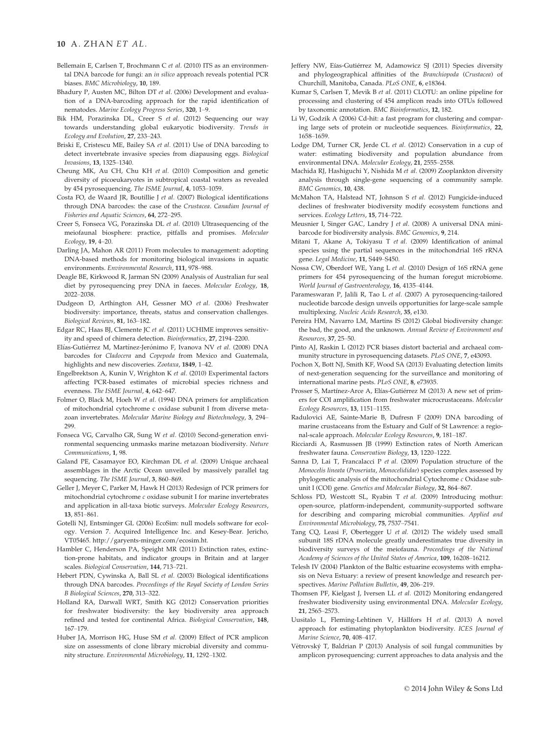Bellemain E, Carlsen T, Brochmann C *et al.* (2010) ITS as an environmental DNA barcode for fungi: an *in silico* approach reveals potential PCR biases. *BMC Microbiology*, **10**, 189.

Bhadury P, Austen MC, Bilton DT *et al.* (2006) Development and evaluation of a DNA-barcoding approach for the rapid identification of nematodes. *Marine Ecology Progress Series*, **320**, 1–9.

Bik HM, Porazinska DL, Creer S *et al.* (2012) Sequencing our way towards understanding global eukaryotic biodiversity. *Trends in Ecology and Evolution*, **27**, 233–243.

Briski E, Cristescu ME, Bailey SA *et al.* (2011) Use of DNA barcoding to detect invertebrate invasive species from diapausing eggs. *Biological Invasions*, **13**, 1325–1340.

Cheung MK, Au CH, Chu KH *et al.* (2010) Composition and genetic diversity of picoeukaryotes in subtropical coastal waters as revealed by 454 pyrosequencing. *The ISME Journal*, **4**, 1053–1059.

Costa FO, de Waard JR, Boutillie J *et al.* (2007) Biological identifications through DNA barcodes: the case of the *Crustacea*. *Canadian Journal of Fisheries and Aquatic Sciences*, **64**, 272–295.

Creer S, Fonseca VG, Porazinska DL *et al.* (2010) Ultrasequencing of the meiofaunal biosphere: practice, pitfalls and promises. *Molecular Ecology*, **19**, 4–20.

Darling JA, Mahon AR (2011) From molecules to management: adopting DNA-based methods for monitoring biological invasions in aquatic environments. *Environmental Research*, **111**, 978–988.

Deagle BE, Kirkwood R, Jarman SN (2009) Analysis of Australian fur seal diet by pyrosequencing prey DNA in faeces. *Molecular Ecology*, **18**, 2022–2038.

Dudgeon D, Arthington AH, Gessner MO *et al.* (2006) Freshwater biodiversity: importance, threats, status and conservation challenges. *Biological Reviews*, **81**, 163–182.

Edgar RC, Haas BJ, Clemente JC *et al.* (2011) UCHIME improves sensitivity and speed of chimera detection. *Bioinformatics*, **27**, 2194–2200.

Elías-Gutiérrez M, Martínez-Jerónimo F, Ivanova NV *et al.* (2008) DNA barcodes for *Cladocera* and *Copepoda* from Mexico and Guatemala, highlights and new discoveries. *Zootaxa*, **1849**, 1–42.

Engelbrektson A, Kunin V, Wrighton K *et al.* (2010) Experimental factors affecting PCR-based estimates of microbial species richness and evenness. *The ISME Journal*, **4**, 642–647.

Folmer O, Black M, Hoeh W *et al.* (1994) DNA primers for amplification of mitochondrial cytochrome c oxidase subunit I from diverse metazoan invertebrates. *Molecular Marine Biology and Biotechnology*, **3**, 294–299.

Fonseca VG, Carvalho GR, Sung W *et al.* (2010) Second-generation environmental sequencing unmasks marine metazoan biodiversity. *Nature Communications*, **1**, 98.

Galand PE, Casamayor EO, Kirchman DL *et al.* (2009) Unique archaeal assemblages in the Arctic Ocean unveiled by massively parallel tag sequencing. *The ISME Journal*, **3**, 860–869.

Geller J, Meyer C, Parker M, Hawk H (2013) Redesign of PCR primers for mitochondrial cytochrome *c* oxidase subunit I for marine invertebrates and application in all-taxa biotic surveys. *Molecular Ecology Resources*, **13**, 851–861.

Gotelli NJ, Entsminger GL (2006) EcoSim: null models software for ecology. Version 7. Acquired Intelligence Inc. and Kesey-Bear. Jericho, VT05465. http://garyents-minger.com/ecosim.ht.

Hambler C, Henderson PA, Speight MR (2011) Extinction rates, extinction-prone habitats, and indicator groups in Britain and at larger scales. *Biological Conservation*, **144**, 713–721.

Hebert PDN, Cywinska A, Ball SL *et al.* (2003) Biological identifications through DNA barcodes. *Proceedings of the Royal Society of London Series B Biological Sciences*, **270**, 313–322.

Holland RA, Darwall WRT, Smith KG (2012) Conservation priorities for freshwater biodiversity: the key biodiversity area approach refined and tested for continental Africa. *Biological Conservation*, **148**, 167–179.

Huber JA, Morrison HG, Huse SM *et al.* (2009) Effect of PCR amplicon size on assessments of clone library microbial diversity and community structure. *Environmental Microbiology*, **11**, 1292–1302.

Jeffery NW, Elías-Gutiérrez M, Adamowicz SJ (2011) Species diversity and phylogeographical affinities of the *Branchiopoda* (*Crustacea*) of Churchill, Manitoba, Canada. *PLoS ONE*, **6**, e18364.

Kumar S, Carlsen T, Mevik B *et al.* (2011) CLOTU: an online pipeline for processing and clustering of 454 amplicon reads into OTUs followed by taxonomic annotation. *BMC Bioinformatics*, **12**, 182.

Li W, Godzik A (2006) Cd-hit: a fast program for clustering and comparing large sets of protein or nucleotide sequences. *Bioinformatics*, **22**, 1658–1659.

Lodge DM, Turner CR, Jerde CL *et al.* (2012) Conservation in a cup of water: estimating biodiversity and population abundance from environmental DNA. *Molecular Ecology*, **21**, 2555–2558.

Machida RJ, Hashiguchi Y, Nishida M *et al.* (2009) Zooplankton diversity analysis through single-gene sequencing of a community sample. *BMC Genomics*, **10**, 438.

McMahon TA, Halstead NT, Johnson S *et al.* (2012) Fungicide-induced declines of freshwater biodiversity modify ecosystem functions and services. *Ecology Letters*, **15**, 714–722.

Meusnier I, Singer GAC, Landry J *et al.* (2008) A universal DNA mini-barcode for biodiversity analysis. *BMC Genomics*, **9**, 214.

Mitani T, Akane A, Tokiyasu T *et al.* (2009) Identification of animal species using the partial sequences in the mitochondrial 16S rRNA gene. *Legal Medicine*, **11**, S449–S450.

Nossa CW, Oberdorf WE, Yang L *et al.* (2010) Design of 16S rRNA gene primers for 454 pyrosequencing of the human foregut microbiome. *World Journal of Gastroenterology*, **16**, 4135–4144.

Parameswaran P, Jalili R, Tao L *et al.* (2007) A pyrosequencing-tailored nucleotide barcode design unveils opportunities for large-scale sample multiplexing. *Nucleic Acids Research*, **35**, e130.

Pereira HM, Navarro LM, Martins IS (2012) Global biodiversity change: the bad, the good, and the unknown. *Annual Review of Environment and Resources*, **37**, 25–50.

Pinto AJ, Raskin L (2012) PCR biases distort bacterial and archaeal community structure in pyrosequencing datasets. *PLoS ONE*, **7**, e43093.

Pochon X, Bott NJ, Smith KF, Wood SA (2013) Evaluating detection limits of next-generation sequencing for the surveillance and monitoring of international marine pests. *PLoS ONE*, **8**, e73935.

Prosser S, Martínez-Arce A, Elías-Gutiérrez M (2013) A new set of primers for COI amplification from freshwater microcrustaceans. *Molecular Ecology Resources*, **13**, 1151–1155.

Radulovici AE, Sainte-Marie B, Dufresn F (2009) DNA barcoding of marine crustaceans from the Estuary and Gulf of St Lawrence: a regional-scale approach. *Molecular Ecology Resources*, **9**, 181–187.

Ricciardi A, Rasmussen JB (1999) Extinction rates of North American freshwater fauna. *Conservation Biology*, **13**, 1220–1222.

Sanna D, Lai T, Francalacci P *et al.* (2009) Population structure of the *Monocelis lineata* (*Proseriata*, *Monocelididae*) species complex assessed by phylogenetic analysis of the mitochondrial Cytochrome *c* Oxidase subunit I (COI) gene. *Genetics and Molecular Biology*, **32**, 864–867.

Schloss PD, Westcott SL, Ryabin T *et al.* (2009) Introducing mothur: open-source, platform-independent, community-supported software for describing and comparing microbial communities. *Applied and Environmental Microbiology*, **75**, 7537–7541.

Tang CQ, Leasi F, Obertegger U *et al.* (2012) The widely used small subunit 18S rDNA molecule greatly underestimates true diversity in biodiversity surveys of the meiofauna. *Proceedings of the National Academy of Sciences of the United States of America*, **109**, 16208–16212.

Telesh IV (2004) Plankton of the Baltic estuarine ecosystems with emphasis on Neva Estuary: a review of present knowledge and research perspectives. *Marine Pollution Bulletin*, **49**, 206–219.

Thomsen PF, Kielgast J, Iversen LL *et al.* (2012) Monitoring endangered freshwater biodiversity using environmental DNA. *Molecular Ecology*, **21**, 2565–2573.

Uusitalo L, Fleming-Lehtinen V, Hällfors H *et al.* (2013) A novel approach for estimating phytoplankton biodiversity. *ICES Journal of Marine Science*, **70**, 408–417.

Větrovský T, Baldrian P (2013) Analysis of soil fungal communities by amplicon pyrosequencing: current approaches to data analysis and the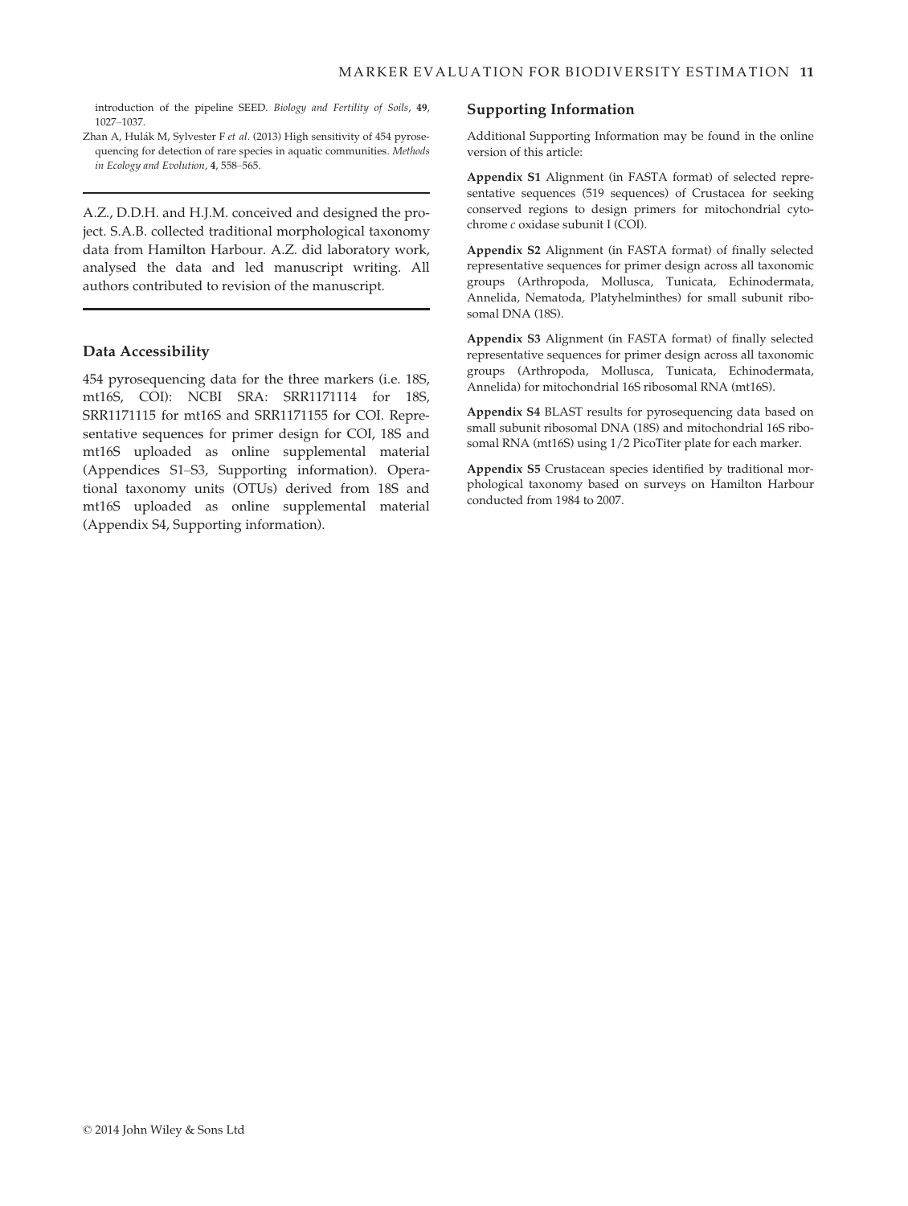introduction of the pipeline SEED. *Biology and Fertility of Soils*, **49**, 1027–1037.

Zhan A, Hulák M, Sylvester F *et al.* (2013) High sensitivity of 454 pyrosequencing for detection of rare species in aquatic communities. *Methods in Ecology and Evolution*, **4**, 558–565.

---

A.Z., D.D.H. and H.J.M. conceived and designed the project. S.A.B. collected traditional morphological taxonomy data from Hamilton Harbour. A.Z. did laboratory work, analysed the data and led manuscript writing. All authors contributed to revision of the manuscript.

---

## Data Accessibility

454 pyrosequencing data for the three markers (i.e. 18S, mt16S, COI): NCBI SRA: SRR1171114 for 18S, SRR1171115 for mt16S and SRR1171155 for COI. Representative sequences for primer design for COI, 18S and mt16S uploaded as online supplemental material (Appendices S1–S3, Supporting information). Operational taxonomy units (OTUs) derived from 18S and mt16S uploaded as online supplemental material (Appendix S4, Supporting information).

## Supporting Information

Additional Supporting Information may be found in the online version of this article:

**Appendix S1** Alignment (in FASTA format) of selected representative sequences (519 sequences) of Crustacea for seeking conserved regions to design primers for mitochondrial cytochrome *c* oxidase subunit I (COI).

**Appendix S2** Alignment (in FASTA format) of finally selected representative sequences for primer design across all taxonomic groups (Arthropoda, Mollusca, Tunicata, Echinodermata, Annelida, Nematoda, Platyhelminthes) for small subunit ribosomal DNA (18S).

**Appendix S3** Alignment (in FASTA format) of finally selected representative sequences for primer design across all taxonomic groups (Arthropoda, Mollusca, Tunicata, Echinodermata, Annelida) for mitochondrial 16S ribosomal RNA (mt16S).

**Appendix S4** BLAST results for pyrosequencing data based on small subunit ribosomal DNA (18S) and mitochondrial 16S ribosomal RNA (mt16S) using 1/2 PicoTiter plate for each marker.

**Appendix S5** Crustacean species identified by traditional morphological taxonomy based on surveys on Hamilton Harbour conducted from 1984 to 2007.

© 2014 John Wiley & Sons Ltd